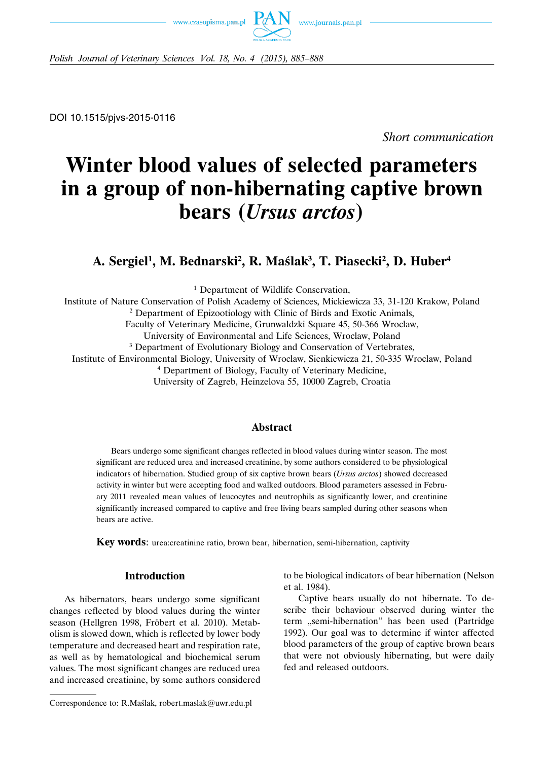DOI 10.1515/pjvs-2015-0116

*Short communication*

# Winter blood values of selected parameters in a group of non-hibernating captive brown bears (*Ursus arctos*)

**A. Sergiel[1], M. Bednarski[2], R. Maślak[3], T. Piasecki[2], D. Huber[4]**

[1] Department of Wildlife Conservation,
Institute of Nature Conservation of Polish Academy of Sciences, Mickiewicza 33, 31-120 Krakow, Poland
[2] Department of Epizootiology with Clinic of Birds and Exotic Animals,
Faculty of Veterinary Medicine, Grunwaldzki Square 45, 50-366 Wroclaw,
University of Environmental and Life Sciences, Wroclaw, Poland
[3] Department of Evolutionary Biology and Conservation of Vertebrates,
Institute of Environmental Biology, University of Wroclaw, Sienkiewicza 21, 50-335 Wroclaw, Poland
[4] Department of Biology, Faculty of Veterinary Medicine,
University of Zagreb, Heinzelova 55, 10000 Zagreb, Croatia

## Abstract

Bears undergo some significant changes reflected in blood values during winter season. The most significant are reduced urea and increased creatinine, by some authors considered to be physiological indicators of hibernation. Studied group of six captive brown bears (*Ursus arctos*) showed decreased activity in winter but were accepting food and walked outdoors. Blood parameters assessed in February 2011 revealed mean values of leucocytes and neutrophils as significantly lower, and creatinine significantly increased compared to captive and free living bears sampled during other seasons when bears are active.

**Key words**: urea:creatinine ratio, brown bear, hibernation, semi-hibernation, captivity

## Introduction

As hibernators, bears undergo some significant changes reflected by blood values during the winter season (Hellgren 1998, Fröbert et al. 2010). Metabolism is slowed down, which is reflected by lower body temperature and decreased heart and respiration rate, as well as by hematological and biochemical serum values. The most significant changes are reduced urea and increased creatinine, by some authors considered to be biological indicators of bear hibernation (Nelson et al. 1984).

Captive bears usually do not hibernate. To describe their behaviour observed during winter the term „semi-hibernation" has been used (Partridge 1992). Our goal was to determine if winter affected blood parameters of the group of captive brown bears that were not obviously hibernating, but were daily fed and released outdoors.

Correspondence to: R.Maślak, robert.maslak@uwr.edu.pl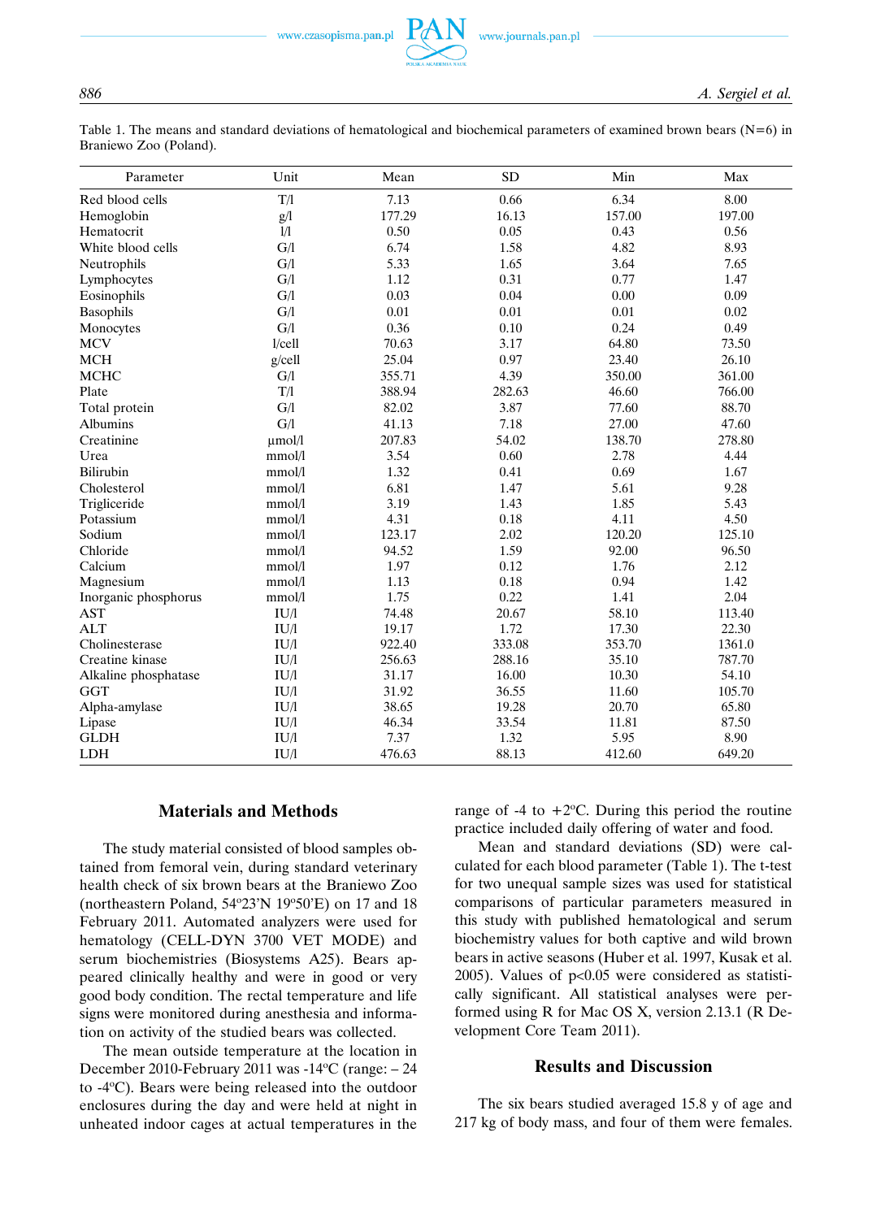Table 1. The means and standard deviations of hematological and biochemical parameters of examined brown bears (N=6) in Braniewo Zoo (Poland).

| Parameter | Unit | Mean | SD | Min | Max |
|---|---|---|---|---|---|
| Red blood cells | T/l | 7.13 | 0.66 | 6.34 | 8.00 |
| Hemoglobin | g/l | 177.29 | 16.13 | 157.00 | 197.00 |
| Hematocrit | l/l | 0.50 | 0.05 | 0.43 | 0.56 |
| White blood cells | G/l | 6.74 | 1.58 | 4.82 | 8.93 |
| Neutrophils | G/l | 5.33 | 1.65 | 3.64 | 7.65 |
| Lymphocytes | G/l | 1.12 | 0.31 | 0.77 | 1.47 |
| Eosinophils | G/l | 0.03 | 0.04 | 0.00 | 0.09 |
| Basophils | G/l | 0.01 | 0.01 | 0.01 | 0.02 |
| Monocytes | G/l | 0.36 | 0.10 | 0.24 | 0.49 |
| MCV | l/cell | 70.63 | 3.17 | 64.80 | 73.50 |
| MCH | g/cell | 25.04 | 0.97 | 23.40 | 26.10 |
| MCHC | G/l | 355.71 | 4.39 | 350.00 | 361.00 |
| Plate | T/l | 388.94 | 282.63 | 46.60 | 766.00 |
| Total protein | G/l | 82.02 | 3.87 | 77.60 | 88.70 |
| Albumins | G/l | 41.13 | 7.18 | 27.00 | 47.60 |
| Creatinine | μmol/l | 207.83 | 54.02 | 138.70 | 278.80 |
| Urea | mmol/l | 3.54 | 0.60 | 2.78 | 4.44 |
| Bilirubin | mmol/l | 1.32 | 0.41 | 0.69 | 1.67 |
| Cholesterol | mmol/l | 6.81 | 1.47 | 5.61 | 9.28 |
| Trigliceride | mmol/l | 3.19 | 1.43 | 1.85 | 5.43 |
| Potassium | mmol/l | 4.31 | 0.18 | 4.11 | 4.50 |
| Sodium | mmol/l | 123.17 | 2.02 | 120.20 | 125.10 |
| Chloride | mmol/l | 94.52 | 1.59 | 92.00 | 96.50 |
| Calcium | mmol/l | 1.97 | 0.12 | 1.76 | 2.12 |
| Magnesium | mmol/l | 1.13 | 0.18 | 0.94 | 1.42 |
| Inorganic phosphorus | mmol/l | 1.75 | 0.22 | 1.41 | 2.04 |
| AST | IU/l | 74.48 | 20.67 | 58.10 | 113.40 |
| ALT | IU/l | 19.17 | 1.72 | 17.30 | 22.30 |
| Cholinesterase | IU/l | 922.40 | 333.08 | 353.70 | 1361.0 |
| Creatine kinase | IU/l | 256.63 | 288.16 | 35.10 | 787.70 |
| Alkaline phosphatase | IU/l | 31.17 | 16.00 | 10.30 | 54.10 |
| GGT | IU/l | 31.92 | 36.55 | 11.60 | 105.70 |
| Alpha-amylase | IU/l | 38.65 | 19.28 | 20.70 | 65.80 |
| Lipase | IU/l | 46.34 | 33.54 | 11.81 | 87.50 |
| GLDH | IU/l | 7.37 | 1.32 | 5.95 | 8.90 |
| LDH | IU/l | 476.63 | 88.13 | 412.60 | 649.20 |

## Materials and Methods

The study material consisted of blood samples obtained from femoral vein, during standard veterinary health check of six brown bears at the Braniewo Zoo (northeastern Poland, 54°23'N 19°50'E) on 17 and 18 February 2011. Automated analyzers were used for hematology (CELL-DYN 3700 VET MODE) and serum biochemistries (Biosystems A25). Bears appeared clinically healthy and were in good or very good body condition. The rectal temperature and life signs were monitored during anesthesia and information on activity of the studied bears was collected.

The mean outside temperature at the location in December 2010-February 2011 was -14°C (range: – 24 to -4°C). Bears were being released into the outdoor enclosures during the day and were held at night in unheated indoor cages at actual temperatures in the range of -4 to +2°C. During this period the routine practice included daily offering of water and food.

Mean and standard deviations (SD) were calculated for each blood parameter (Table 1). The t-test for two unequal sample sizes was used for statistical comparisons of particular parameters measured in this study with published hematological and serum biochemistry values for both captive and wild brown bears in active seasons (Huber et al. 1997, Kusak et al. 2005). Values of $p<0.05$ were considered as statistically significant. All statistical analyses were performed using R for Mac OS X, version 2.13.1 (R Development Core Team 2011).

## Results and Discussion

The six bears studied averaged 15.8 y of age and 217 kg of body mass, and four of them were females.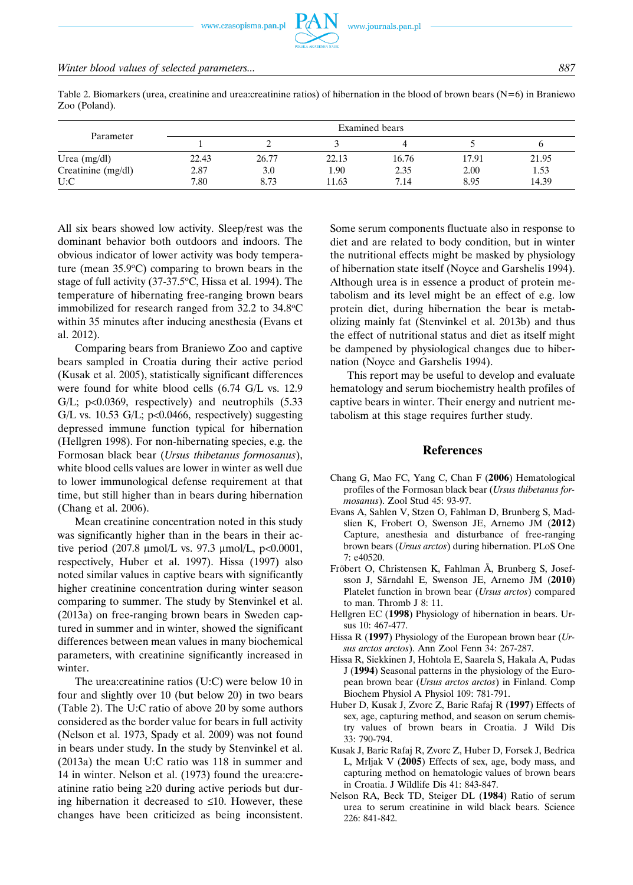Table 2. Biomarkers (urea, creatinine and urea:creatinine ratios) of hibernation in the blood of brown bears (N=6) in Braniewo Zoo (Poland).

| Parameter | Examined bears | | | | | |
|---|---|---|---|---|---|---|
| | 1 | 2 | 3 | 4 | 5 | 6 |
| Urea (mg/dl) | 22.43 | 26.77 | 22.13 | 16.76 | 17.91 | 21.95 |
| Creatinine (mg/dl) | 2.87 | 3.0 | 1.90 | 2.35 | 2.00 | 1.53 |
| U:C | 7.80 | 8.73 | 11.63 | 7.14 | 8.95 | 14.39 |

All six bears showed low activity. Sleep/rest was the dominant behavior both outdoors and indoors. The obvious indicator of lower activity was body temperature (mean 35.9°C) comparing to brown bears in the stage of full activity (37-37.5°C, Hissa et al. 1994). The temperature of hibernating free-ranging brown bears immobilized for research ranged from 32.2 to 34.8°C within 35 minutes after inducing anesthesia (Evans et al. 2012).

Comparing bears from Braniewo Zoo and captive bears sampled in Croatia during their active period (Kusak et al. 2005), statistically significant differences were found for white blood cells (6.74 G/L vs. 12.9 G/L; $p<0.0369$, respectively) and neutrophils (5.33 G/L vs. 10.53 G/L; $p<0.0466$, respectively) suggesting depressed immune function typical for hibernation (Hellgren 1998). For non-hibernating species, e.g. the Formosan black bear (*Ursus thibetanus formosanus*), white blood cells values are lower in winter as well due to lower immunological defense requirement at that time, but still higher than in bears during hibernation (Chang et al. 2006).

Mean creatinine concentration noted in this study was significantly higher than in the bears in their active period (207.8 µmol/L vs. 97.3 µmol/L, $p<0.0001$, respectively, Huber et al. 1997). Hissa (1997) also noted similar values in captive bears with significantly higher creatinine concentration during winter season comparing to summer. The study by Stenvinkel et al. (2013a) on free-ranging brown bears in Sweden captured in summer and in winter, showed the significant differences between mean values in many biochemical parameters, with creatinine significantly increased in winter.

The urea:creatinine ratios (U:C) were below 10 in four and slightly over 10 (but below 20) in two bears (Table 2). The U:C ratio of above 20 by some authors considered as the border value for bears in full activity (Nelson et al. 1973, Spady et al. 2009) was not found in bears under study. In the study by Stenvinkel et al. (2013a) the mean U:C ratio was 118 in summer and 14 in winter. Nelson et al. (1973) found the urea:creatinine ratio being ≥20 during active periods but during hibernation it decreased to ≤10. However, these changes have been criticized as being inconsistent. Some serum components fluctuate also in response to diet and are related to body condition, but in winter the nutritional effects might be masked by physiology of hibernation state itself (Noyce and Garshelis 1994). Although urea is in essence a product of protein metabolism and its level might be an effect of e.g. low protein diet, during hibernation the bear is metabolizing mainly fat (Stenvinkel et al. 2013b) and thus the effect of nutritional status and diet as itself might be dampened by physiological changes due to hibernation (Noyce and Garshelis 1994).

This report may be useful to develop and evaluate hematology and serum biochemistry health profiles of captive bears in winter. Their energy and nutrient metabolism at this stage requires further study.

## References

Chang G, Mao FC, Yang C, Chan F (**2006**) Hematological profiles of the Formosan black bear (*Ursus thibetanus formosanus*). Zool Stud 45: 93-97.

Evans A, Sahlen V, Stzen O, Fahlman D, Brunberg S, Madslien K, Frobert O, Swenson JE, Arnemo JM (**2012**) Capture, anesthesia and disturbance of free-ranging brown bears (*Ursus arctos*) during hibernation. PLoS One 7: e40520.

Fröbert O, Christensen K, Fahlman Å, Brunberg S, Josefsson J, Särndahl E, Swenson JE, Arnemo JM (**2010**) Platelet function in brown bear (*Ursus arctos*) compared to man. Thromb J 8: 11.

Hellgren EC (**1998**) Physiology of hibernation in bears. Ursus 10: 467-477.

Hissa R (**1997**) Physiology of the European brown bear (*Ursus arctos arctos*). Ann Zool Fenn 34: 267-287.

Hissa R, Siekkinen J, Hohtola E, Saarela S, Hakala A, Pudas J (**1994**) Seasonal patterns in the physiology of the European brown bear (*Ursus arctos arctos*) in Finland. Comp Biochem Physiol A Physiol 109: 781-791.

Huber D, Kusak J, Zvorc Z, Baric Rafaj R (**1997**) Effects of sex, age, capturing method, and season on serum chemistry values of brown bears in Croatia. J Wild Dis 33: 790-794.

Kusak J, Baric Rafaj R, Zvorc Z, Huber D, Forsek J, Bedrica L, Mrljak V (**2005**) Effects of sex, age, body mass, and capturing method on hematologic values of brown bears in Croatia. J Wildlife Dis 41: 843-847.

Nelson RA, Beck TD, Steiger DL (**1984**) Ratio of serum urea to serum creatinine in wild black bears. Science 226: 841-842.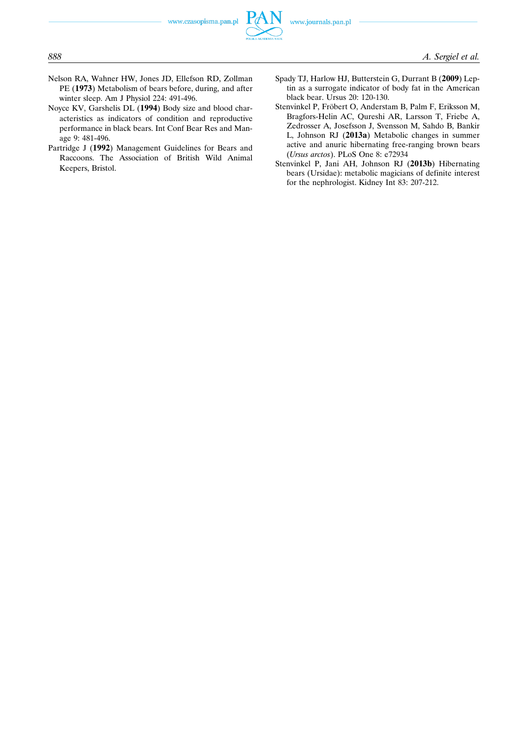Nelson RA, Wahner HW, Jones JD, Ellefson RD, Zollman PE (**1973**) Metabolism of bears before, during, and after winter sleep. Am J Physiol 224: 491-496.

Noyce KV, Garshelis DL (**1994**) Body size and blood characteristics as indicators of condition and reproductive performance in black bears. Int Conf Bear Res and Manage 9: 481-496.

Partridge J (**1992**) Management Guidelines for Bears and Raccoons. The Association of British Wild Animal Keepers, Bristol.

Spady TJ, Harlow HJ, Butterstein G, Durrant B (**2009**) Leptin as a surrogate indicator of body fat in the American black bear. Ursus 20: 120-130.

Stenvinkel P, Fröbert O, Anderstam B, Palm F, Eriksson M, Bragfors-Helin AC, Qureshi AR, Larsson T, Friebe A, Zedrosser A, Josefsson J, Svensson M, Sahdo B, Bankir L, Johnson RJ (**2013a**) Metabolic changes in summer active and anuric hibernating free-ranging brown bears (*Ursus arctos*). PLoS One 8: e72934

Stenvinkel P, Jani AH, Johnson RJ (**2013b**) Hibernating bears (Ursidae): metabolic magicians of definite interest for the nephrologist. Kidney Int 83: 207-212.